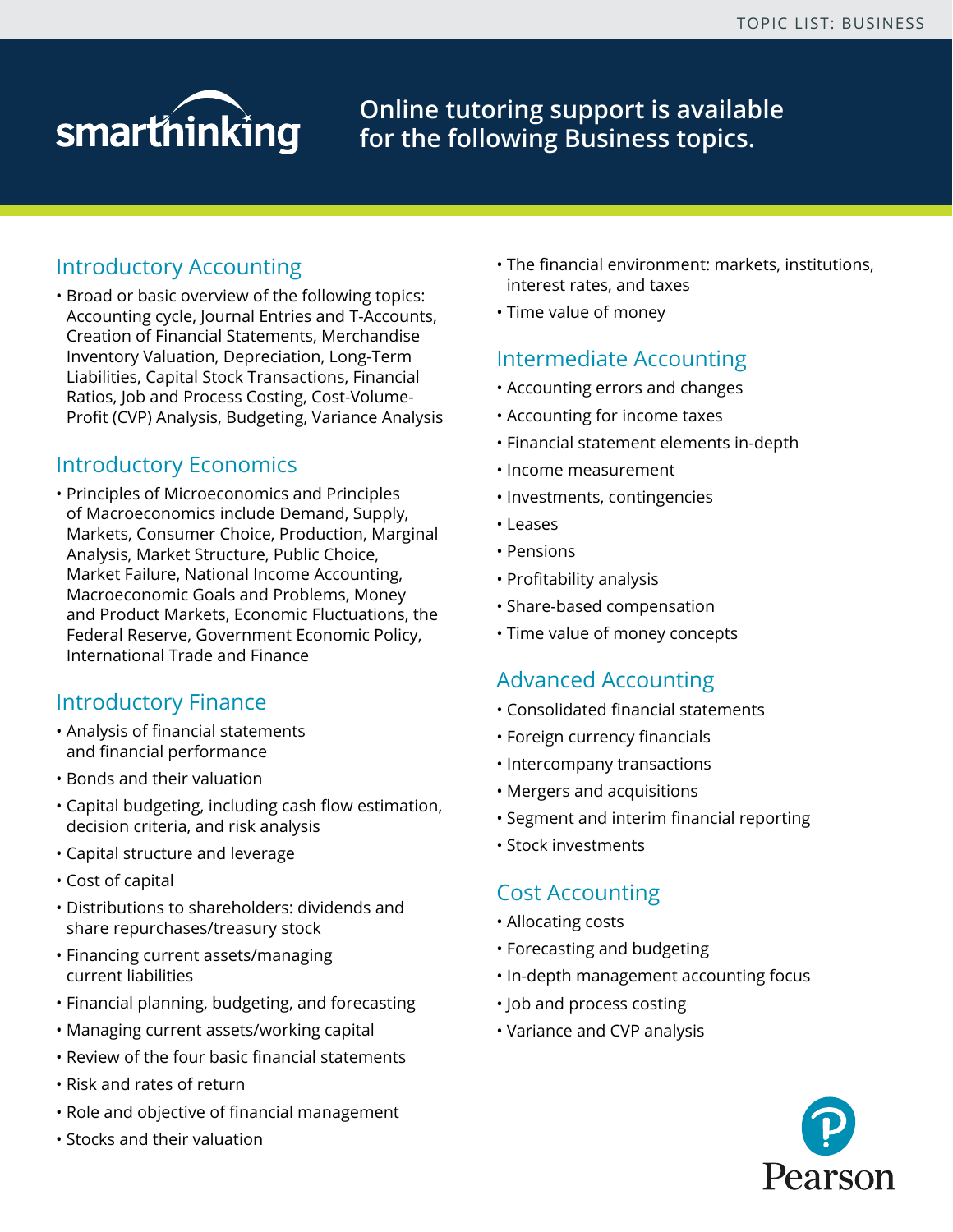TOPIC LIST: BUSINESS

smarthinking

# Online tutoring support is available for the following Business topics.

## Introductory Accounting

- Broad or basic overview of the following topics: Accounting cycle, Journal Entries and T-Accounts, Creation of Financial Statements, Merchandise Inventory Valuation, Depreciation, Long-Term Liabilities, Capital Stock Transactions, Financial Ratios, Job and Process Costing, Cost-Volume-Profit (CVP) Analysis, Budgeting, Variance Analysis

## Introductory Economics

- Principles of Microeconomics and Principles of Macroeconomics include Demand, Supply, Markets, Consumer Choice, Production, Marginal Analysis, Market Structure, Public Choice, Market Failure, National Income Accounting, Macroeconomic Goals and Problems, Money and Product Markets, Economic Fluctuations, the Federal Reserve, Government Economic Policy, International Trade and Finance

## Introductory Finance

- Analysis of financial statements and financial performance
- Bonds and their valuation
- Capital budgeting, including cash flow estimation, decision criteria, and risk analysis
- Capital structure and leverage
- Cost of capital
- Distributions to shareholders: dividends and share repurchases/treasury stock
- Financing current assets/managing current liabilities
- Financial planning, budgeting, and forecasting
- Managing current assets/working capital
- Review of the four basic financial statements
- Risk and rates of return
- Role and objective of financial management
- Stocks and their valuation
- The financial environment: markets, institutions, interest rates, and taxes
- Time value of money

## Intermediate Accounting

- Accounting errors and changes
- Accounting for income taxes
- Financial statement elements in-depth
- Income measurement
- Investments, contingencies
- Leases
- Pensions
- Profitability analysis
- Share-based compensation
- Time value of money concepts

## Advanced Accounting

- Consolidated financial statements
- Foreign currency financials
- Intercompany transactions
- Mergers and acquisitions
- Segment and interim financial reporting
- Stock investments

## Cost Accounting

- Allocating costs
- Forecasting and budgeting
- In-depth management accounting focus
- Job and process costing
- Variance and CVP analysis

Pearson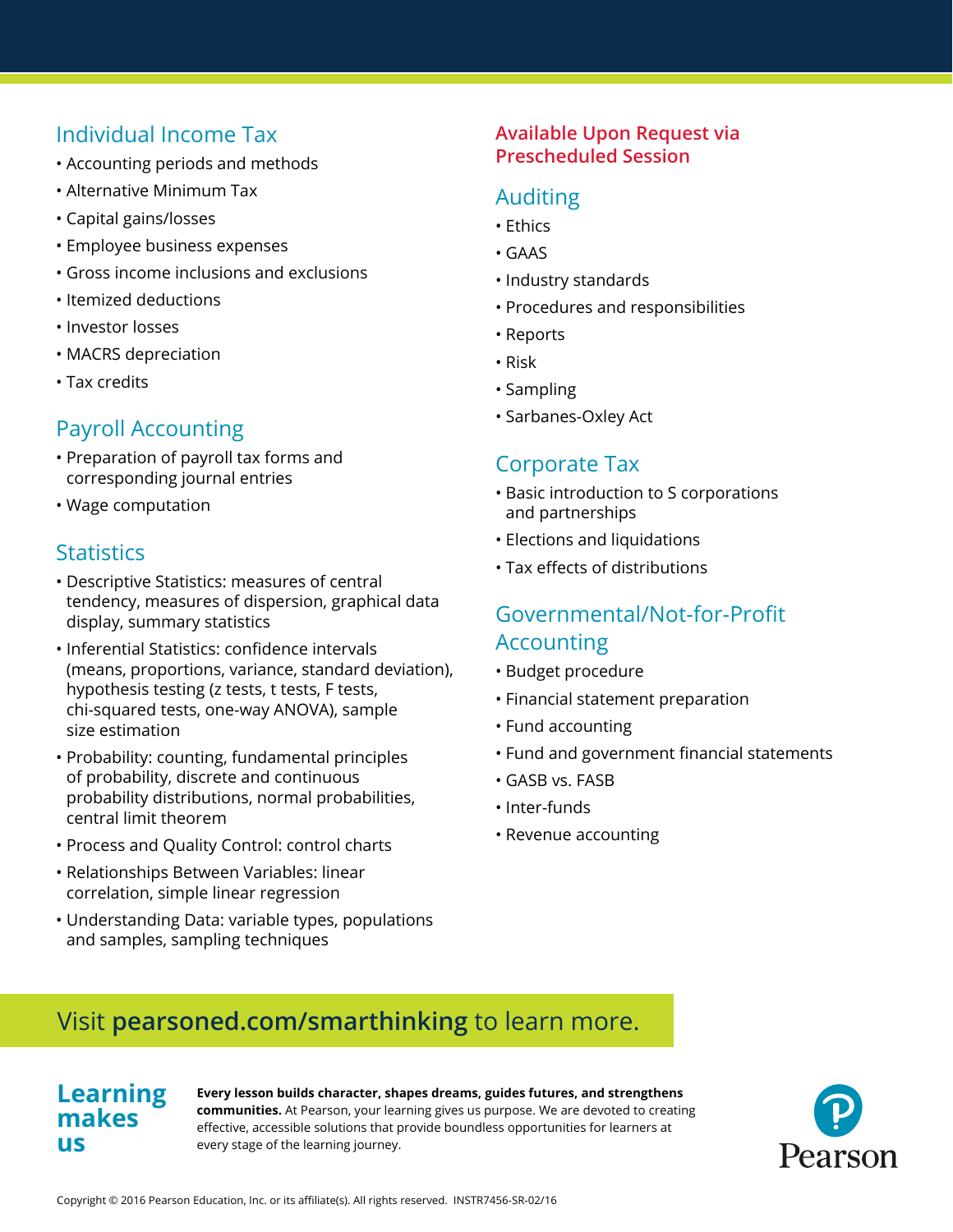## Individual Income Tax

- Accounting periods and methods
- Alternative Minimum Tax
- Capital gains/losses
- Employee business expenses
- Gross income inclusions and exclusions
- Itemized deductions
- Investor losses
- MACRS depreciation
- Tax credits

## Payroll Accounting

- Preparation of payroll tax forms and corresponding journal entries
- Wage computation

## Statistics

- Descriptive Statistics: measures of central tendency, measures of dispersion, graphical data display, summary statistics
- Inferential Statistics: confidence intervals (means, proportions, variance, standard deviation), hypothesis testing (z tests, t tests, F tests, chi-squared tests, one-way ANOVA), sample size estimation
- Probability: counting, fundamental principles of probability, discrete and continuous probability distributions, normal probabilities, central limit theorem
- Process and Quality Control: control charts
- Relationships Between Variables: linear correlation, simple linear regression
- Understanding Data: variable types, populations and samples, sampling techniques

**Available Upon Request via Prescheduled Session**

## Auditing

- Ethics
- GAAS
- Industry standards
- Procedures and responsibilities
- Reports
- Risk
- Sampling
- Sarbanes-Oxley Act

## Corporate Tax

- Basic introduction to S corporations and partnerships
- Elections and liquidations
- Tax effects of distributions

## Governmental/Not-for-Profit Accounting

- Budget procedure
- Financial statement preparation
- Fund accounting
- Fund and government financial statements
- GASB vs. FASB
- Inter-funds
- Revenue accounting

Visit **pearsoned.com/smarthinking** to learn more.

**Learning makes us**

**Every lesson builds character, shapes dreams, guides futures, and strengthens communities.** At Pearson, your learning gives us purpose. We are devoted to creating effective, accessible solutions that provide boundless opportunities for learners at every stage of the learning journey.

Pearson

Copyright © 2016 Pearson Education, Inc. or its affiliate(s). All rights reserved. INSTR7456-SR-02/16